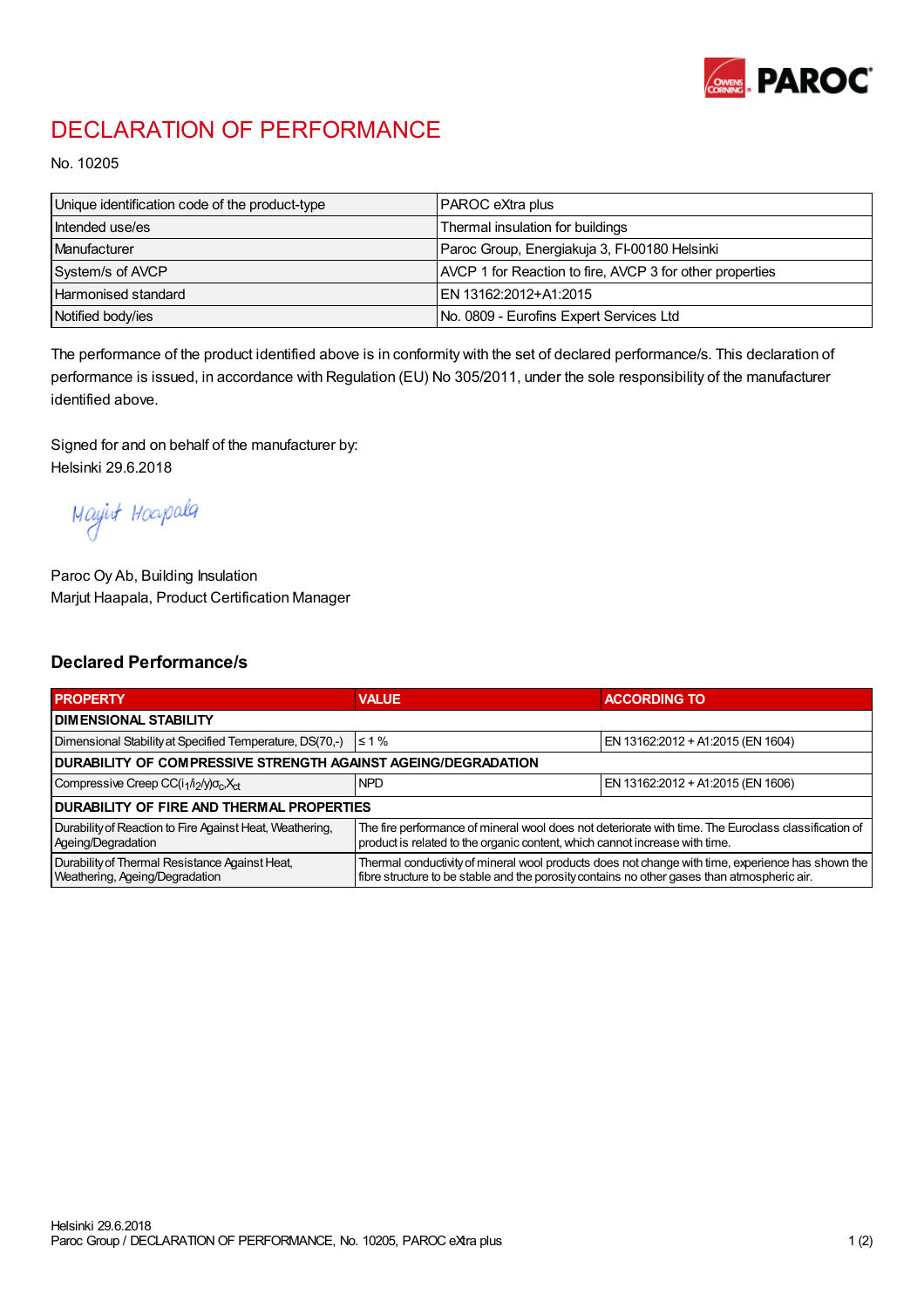# DECLARATION OF PERFORMANCE

No. 10205

| Unique identification code of the product-type | PAROC eXtra plus |
|---|---|
| Intended use/es | Thermal insulation for buildings |
| Manufacturer | Paroc Group, Energiakuja 3, FI-00180 Helsinki |
| System/s of AVCP | AVCP 1 for Reaction to fire, AVCP 3 for other properties |
| Harmonised standard | EN 13162:2012+A1:2015 |
| Notified body/ies | No. 0809 - Eurofins Expert Services Ltd |

The performance of the product identified above is in conformity with the set of declared performance/s. This declaration of performance is issued, in accordance with Regulation (EU) No 305/2011, under the sole responsibility of the manufacturer identified above.

Signed for and on behalf of the manufacturer by:
Helsinki 29.6.2018

Marjut Haapala

Paroc Oy Ab, Building Insulation
Marjut Haapala, Product Certification Manager

## Declared Performance/s

| PROPERTY | VALUE | ACCORDING TO |
|---|---|---|
| **DIMENSIONAL STABILITY** | | |
| Dimensional Stability at Specified Temperature, DS(70,-) | ≤ 1 % | EN 13162:2012 + A1:2015 (EN 1604) |
| **DURABILITY OF COMPRESSIVE STRENGTH AGAINST AGEING/DEGRADATION** | | |
| Compressive Creep $CC(i_1/i_2/y)\sigma_c X_{ct}$ | NPD | EN 13162:2012 + A1:2015 (EN 1606) |
| **DURABILITY OF FIRE AND THERMAL PROPERTIES** | | |
| Durability of Reaction to Fire Against Heat, Weathering, Ageing/Degradation | The fire performance of mineral wool does not deteriorate with time. The Euroclass classification of product is related to the organic content, which cannot increase with time. | |
| Durability of Thermal Resistance Against Heat, Weathering, Ageing/Degradation | Thermal conductivity of mineral wool products does not change with time, experience has shown the fibre structure to be stable and the porosity contains no other gases than atmospheric air. | |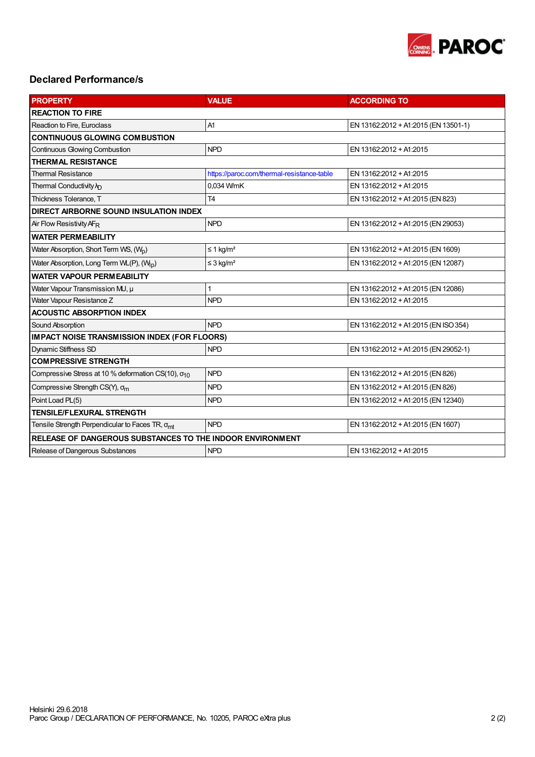## Declared Performance/s

| PROPERTY | VALUE | ACCORDING TO |
|---|---|---|
| **REACTION TO FIRE** | | |
| Reaction to Fire, Euroclass | A1 | EN 13162:2012 + A1:2015 (EN 13501-1) |
| **CONTINUOUS GLOWING COMBUSTION** | | |
| Continuous Glowing Combustion | NPD | EN 13162:2012 + A1:2015 |
| **THERMAL RESISTANCE** | | |
| Thermal Resistance | https://paroc.com/thermal-resistance-table | EN 13162:2012 + A1:2015 |
| Thermal Conductivity $\lambda_D$ | 0,034 W/mK | EN 13162:2012 + A1:2015 |
| Thickness Tolerance, T | T4 | EN 13162:2012 + A1:2015 (EN 823) |
| **DIRECT AIRBORNE SOUND INSULATION INDEX** | | |
| Air Flow Resistivity $AF_R$ | NPD | EN 13162:2012 + A1:2015 (EN 29053) |
| **WATER PERMEABILITY** | | |
| Water Absorption, Short Term WS, ($W_p$) | ≤ 1 kg/m² | EN 13162:2012 + A1:2015 (EN 1609) |
| Water Absorption, Long Term WL(P), ($W_{lp}$) | ≤ 3 kg/m² | EN 13162:2012 + A1:2015 (EN 12087) |
| **WATER VAPOUR PERMEABILITY** | | |
| Water Vapour Transmission MU, μ | 1 | EN 13162:2012 + A1:2015 (EN 12086) |
| Water Vapour Resistance Z | NPD | EN 13162:2012 + A1:2015 |
| **ACOUSTIC ABSORPTION INDEX** | | |
| Sound Absorption | NPD | EN 13162:2012 + A1:2015 (EN ISO 354) |
| **IMPACT NOISE TRANSMISSION INDEX (FOR FLOORS)** | | |
| Dynamic Stiffness SD | NPD | EN 13162:2012 + A1:2015 (EN 29052-1) |
| **COMPRESSIVE STRENGTH** | | |
| Compressive Stress at 10 % deformation CS(10), $\sigma_{10}$ | NPD | EN 13162:2012 + A1:2015 (EN 826) |
| Compressive Strength CS(Y), $\sigma_m$ | NPD | EN 13162:2012 + A1:2015 (EN 826) |
| Point Load PL(5) | NPD | EN 13162:2012 + A1:2015 (EN 12340) |
| **TENSILE/FLEXURAL STRENGTH** | | |
| Tensile Strength Perpendicular to Faces TR, $\sigma_{mt}$ | NPD | EN 13162:2012 + A1:2015 (EN 1607) |
| **RELEASE OF DANGEROUS SUBSTANCES TO THE INDOOR ENVIRONMENT** | | |
| Release of Dangerous Substances | NPD | EN 13162:2012 + A1:2015 |

Helsinki 29.6.2018
Paroc Group / DECLARATION OF PERFORMANCE, No. 10205, PAROC eXtra plus